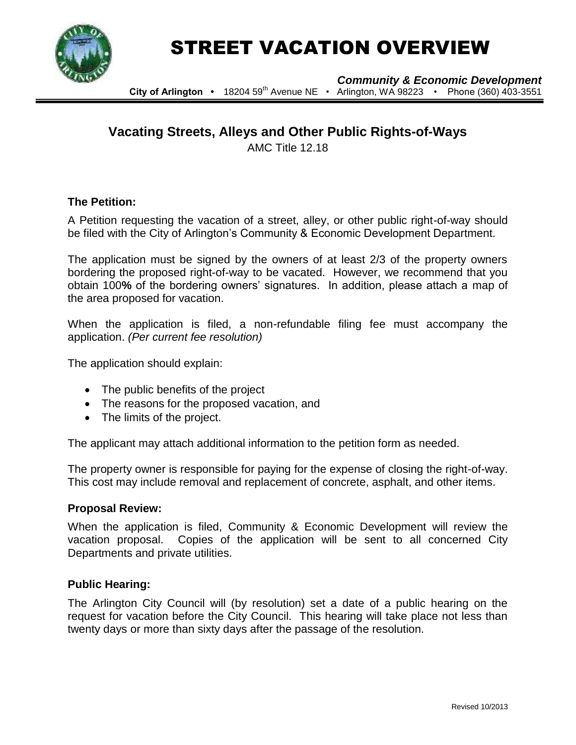# STREET VACATION OVERVIEW

***Community & Economic Development***

**City of Arlington** • 18204 59th Avenue NE • Arlington, WA 98223 • Phone (360) 403-3551

## Vacating Streets, Alleys and Other Public Rights-of-Ways

AMC Title 12.18

### The Petition:

A Petition requesting the vacation of a street, alley, or other public right-of-way should be filed with the City of Arlington's Community & Economic Development Department.

The application must be signed by the owners of at least 2/3 of the property owners bordering the proposed right-of-way to be vacated. However, we recommend that you obtain 100**%** of the bordering owners' signatures. In addition, please attach a map of the area proposed for vacation.

When the application is filed, a non-refundable filing fee must accompany the application. *(Per current fee resolution)*

The application should explain:

- The public benefits of the project
- The reasons for the proposed vacation, and
- The limits of the project.

The applicant may attach additional information to the petition form as needed.

The property owner is responsible for paying for the expense of closing the right-of-way. This cost may include removal and replacement of concrete, asphalt, and other items.

### Proposal Review:

When the application is filed, Community & Economic Development will review the vacation proposal. Copies of the application will be sent to all concerned City Departments and private utilities.

### Public Hearing:

The Arlington City Council will (by resolution) set a date of a public hearing on the request for vacation before the City Council. This hearing will take place not less than twenty days or more than sixty days after the passage of the resolution.

Revised 10/2013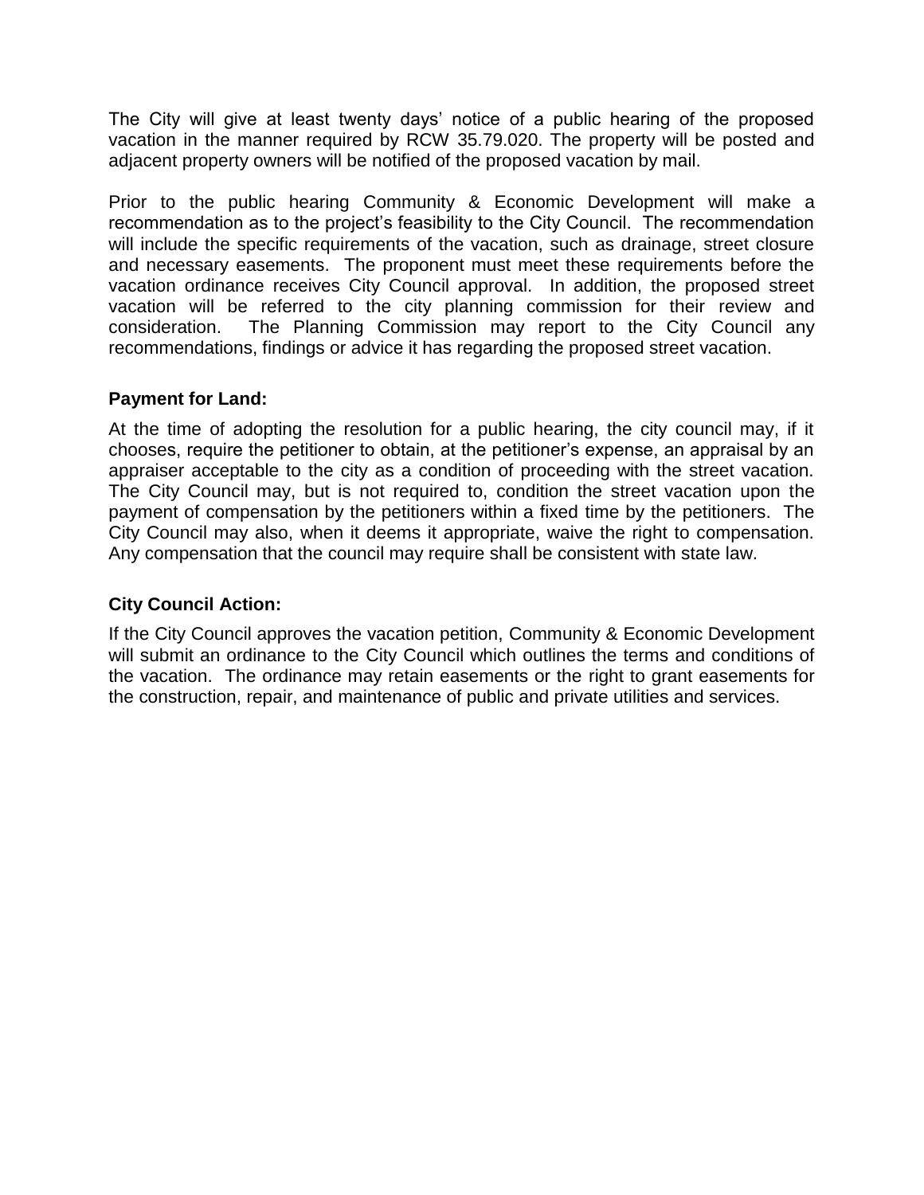The City will give at least twenty days' notice of a public hearing of the proposed vacation in the manner required by RCW 35.79.020. The property will be posted and adjacent property owners will be notified of the proposed vacation by mail.

Prior to the public hearing Community & Economic Development will make a recommendation as to the project's feasibility to the City Council. The recommendation will include the specific requirements of the vacation, such as drainage, street closure and necessary easements. The proponent must meet these requirements before the vacation ordinance receives City Council approval. In addition, the proposed street vacation will be referred to the city planning commission for their review and consideration. The Planning Commission may report to the City Council any recommendations, findings or advice it has regarding the proposed street vacation.

**Payment for Land:**

At the time of adopting the resolution for a public hearing, the city council may, if it chooses, require the petitioner to obtain, at the petitioner's expense, an appraisal by an appraiser acceptable to the city as a condition of proceeding with the street vacation. The City Council may, but is not required to, condition the street vacation upon the payment of compensation by the petitioners within a fixed time by the petitioners. The City Council may also, when it deems it appropriate, waive the right to compensation. Any compensation that the council may require shall be consistent with state law.

**City Council Action:**

If the City Council approves the vacation petition, Community & Economic Development will submit an ordinance to the City Council which outlines the terms and conditions of the vacation. The ordinance may retain easements or the right to grant easements for the construction, repair, and maintenance of public and private utilities and services.